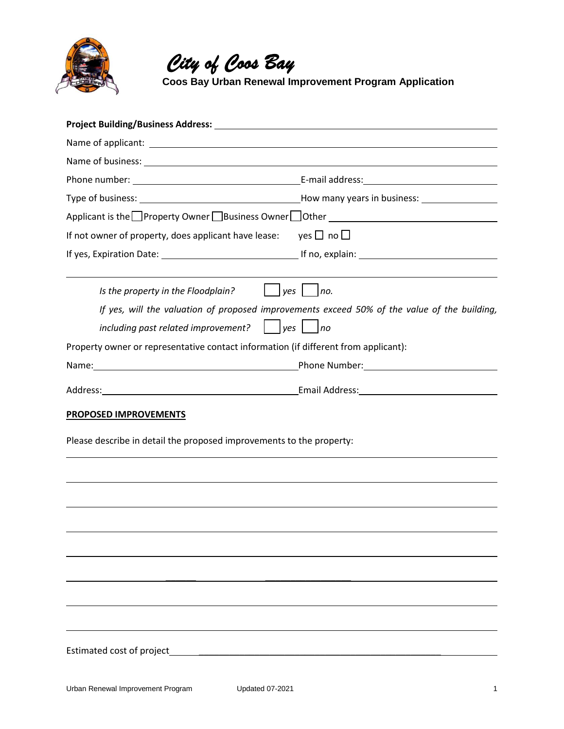# City of Coos Bay

## Coos Bay Urban Renewal Improvement Program Application

**Project Building/Business Address:** ______________________________

Name of applicant: ______________________________

Name of business: ______________________________

Phone number: ______________________ E-mail address: ______________________

Type of business: ______________________ How many years in business: ____________

Applicant is the ☐ Property Owner ☐ Business Owner ☐ Other ______________________

If not owner of property, does applicant have lease: yes ☐ no ☐

If yes, Expiration Date: ______________________ If no, explain: ______________________

______________________________

*Is the property in the Floodplain?* ☐ *yes* ☐ *no.*

*If yes, will the valuation of proposed improvements exceed 50% of the value of the building, including past related improvement?* ☐ *yes* ☐ *no*

Property owner or representative contact information (if different from applicant):

Name: ______________________ Phone Number: ______________________

Address: ______________________ Email Address: ______________________

**PROPOSED IMPROVEMENTS**

Please describe in detail the proposed improvements to the property:

______________________________

______________________________

______________________________

______________________________

______________________________

______________________________

______________________________

______________________________

Estimated cost of project ______________________________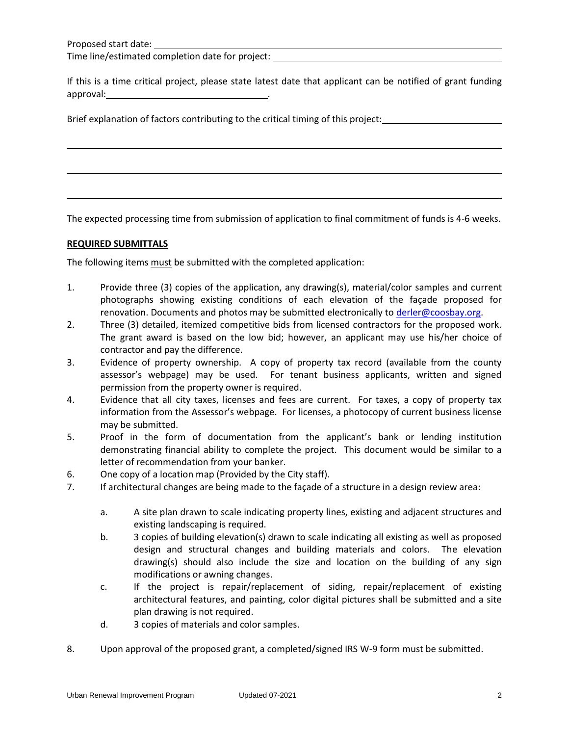Proposed start date: \_\_\_\_\_\_\_\_\_\_\_\_\_\_\_\_\_\_\_\_\_\_\_\_\_\_\_\_\_\_\_\_\_\_\_\_\_\_\_\_\_\_\_\_

Time line/estimated completion date for project: \_\_\_\_\_\_\_\_\_\_\_\_\_\_\_\_\_\_\_\_\_\_\_\_\_\_\_\_\_\_\_\_

If this is a time critical project, please state latest date that applicant can be notified of grant funding approval: \_\_\_\_\_\_\_\_\_\_\_\_\_\_\_\_\_\_\_\_\_\_\_\_\_\_\_\_\_\_\_\_.

Brief explanation of factors contributing to the critical timing of this project: \_\_\_\_\_\_\_\_\_\_\_\_\_\_\_\_\_\_\_\_\_\_

\_\_\_\_\_\_\_\_\_\_\_\_\_\_\_\_\_\_\_\_\_\_\_\_\_\_\_\_\_\_\_\_\_\_\_\_\_\_\_\_\_\_\_\_\_\_\_\_\_\_\_\_\_\_\_\_\_\_\_\_\_\_\_\_\_\_\_\_\_\_\_\_\_\_\_\_

\_\_\_\_\_\_\_\_\_\_\_\_\_\_\_\_\_\_\_\_\_\_\_\_\_\_\_\_\_\_\_\_\_\_\_\_\_\_\_\_\_\_\_\_\_\_\_\_\_\_\_\_\_\_\_\_\_\_\_\_\_\_\_\_\_\_\_\_\_\_\_\_\_\_\_\_

\_\_\_\_\_\_\_\_\_\_\_\_\_\_\_\_\_\_\_\_\_\_\_\_\_\_\_\_\_\_\_\_\_\_\_\_\_\_\_\_\_\_\_\_\_\_\_\_\_\_\_\_\_\_\_\_\_\_\_\_\_\_\_\_\_\_\_\_\_\_\_\_\_\_\_\_

The expected processing time from submission of application to final commitment of funds is 4-6 weeks.

**REQUIRED SUBMITTALS**

The following items must be submitted with the completed application:

1. Provide three (3) copies of the application, any drawing(s), material/color samples and current photographs showing existing conditions of each elevation of the façade proposed for renovation. Documents and photos may be submitted electronically to derler@coosbay.org.
2. Three (3) detailed, itemized competitive bids from licensed contractors for the proposed work. The grant award is based on the low bid; however, an applicant may use his/her choice of contractor and pay the difference.
3. Evidence of property ownership. A copy of property tax record (available from the county assessor's webpage) may be used. For tenant business applicants, written and signed permission from the property owner is required.
4. Evidence that all city taxes, licenses and fees are current. For taxes, a copy of property tax information from the Assessor's webpage. For licenses, a photocopy of current business license may be submitted.
5. Proof in the form of documentation from the applicant's bank or lending institution demonstrating financial ability to complete the project. This document would be similar to a letter of recommendation from your banker.
6. One copy of a location map (Provided by the City staff).
7. If architectural changes are being made to the façade of a structure in a design review area:
   a. A site plan drawn to scale indicating property lines, existing and adjacent structures and existing landscaping is required.
   b. 3 copies of building elevation(s) drawn to scale indicating all existing as well as proposed design and structural changes and building materials and colors. The elevation drawing(s) should also include the size and location on the building of any sign modifications or awning changes.
   c. If the project is repair/replacement of siding, repair/replacement of existing architectural features, and painting, color digital pictures shall be submitted and a site plan drawing is not required.
   d. 3 copies of materials and color samples.
8. Upon approval of the proposed grant, a completed/signed IRS W-9 form must be submitted.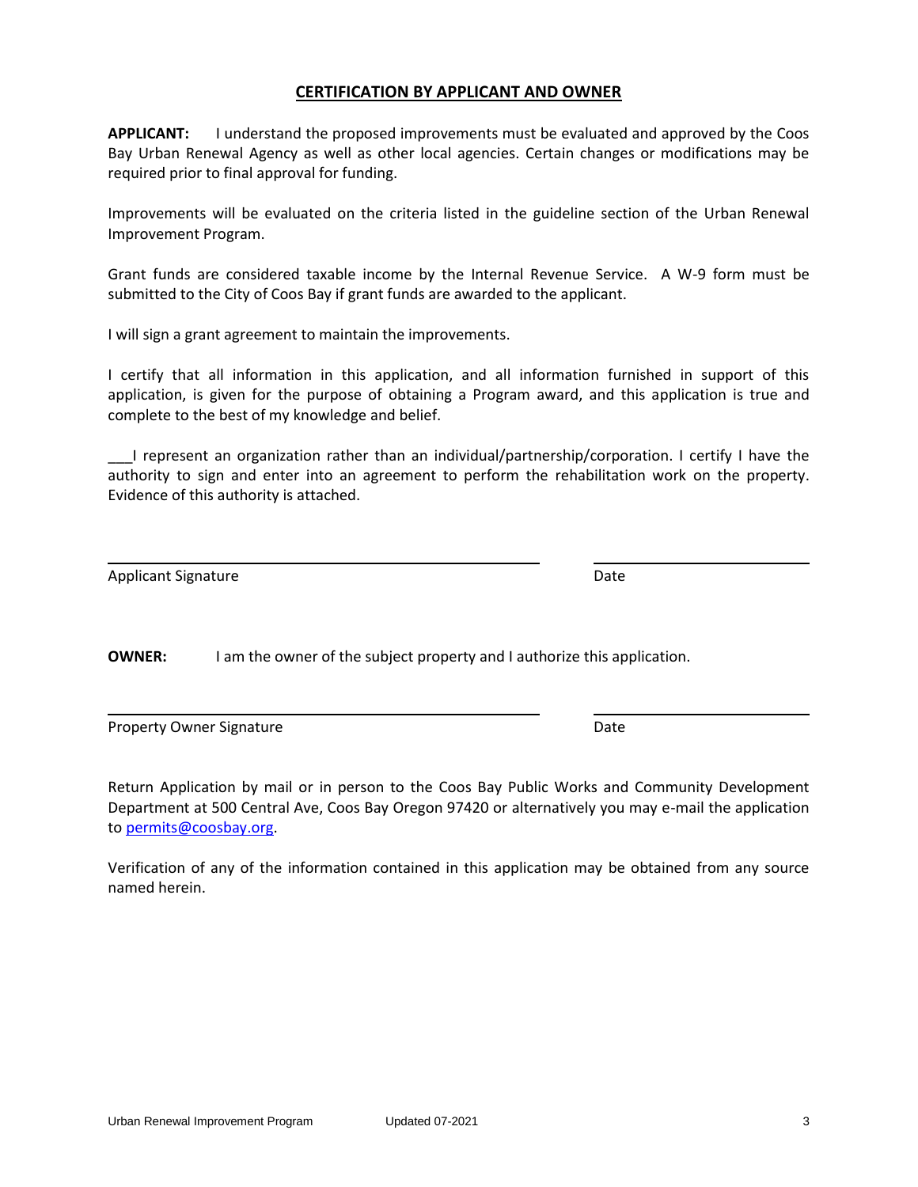## CERTIFICATION BY APPLICANT AND OWNER

**APPLICANT:** I understand the proposed improvements must be evaluated and approved by the Coos Bay Urban Renewal Agency as well as other local agencies. Certain changes or modifications may be required prior to final approval for funding.

Improvements will be evaluated on the criteria listed in the guideline section of the Urban Renewal Improvement Program.

Grant funds are considered taxable income by the Internal Revenue Service. A W-9 form must be submitted to the City of Coos Bay if grant funds are awarded to the applicant.

I will sign a grant agreement to maintain the improvements.

I certify that all information in this application, and all information furnished in support of this application, is given for the purpose of obtaining a Program award, and this application is true and complete to the best of my knowledge and belief.

___I represent an organization rather than an individual/partnership/corporation. I certify I have the authority to sign and enter into an agreement to perform the rehabilitation work on the property. Evidence of this authority is attached.

______________________________________________ ______________________

Applicant Signature Date

**OWNER:** I am the owner of the subject property and I authorize this application.

______________________________________________ ______________________

Property Owner Signature Date

Return Application by mail or in person to the Coos Bay Public Works and Community Development Department at 500 Central Ave, Coos Bay Oregon 97420 or alternatively you may e-mail the application to permits@coosbay.org.

Verification of any of the information contained in this application may be obtained from any source named herein.